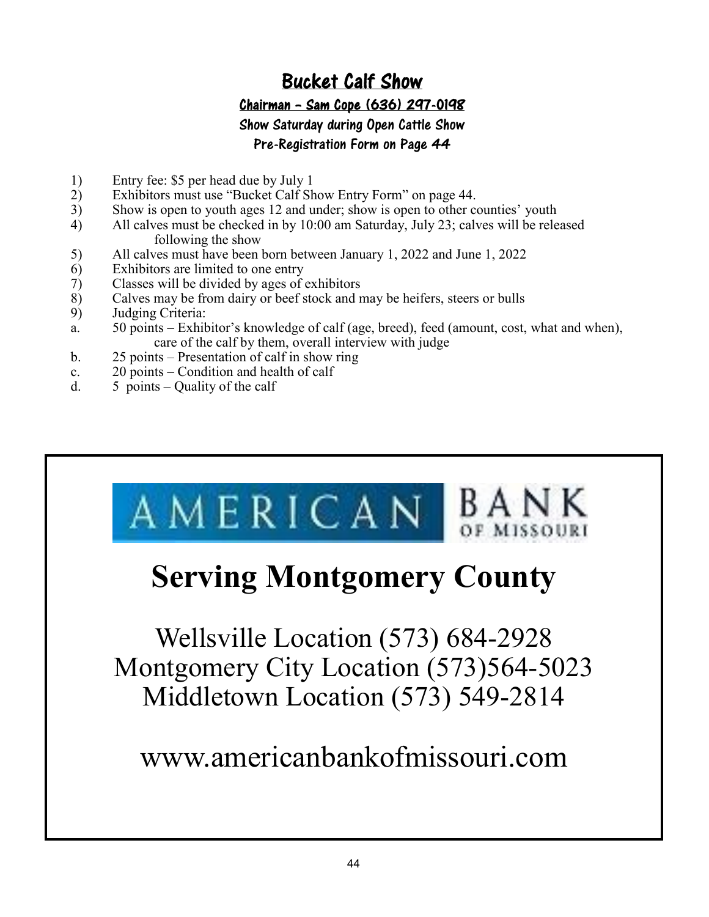# Bucket Calf Show

**Chairman – Sam Cope (636) 297-0198**

**Show Saturday during Open Cattle Show**

**Pre-Registration Form on Page 44**

1) Entry fee: $5 per head due by July 1
2) Exhibitors must use "Bucket Calf Show Entry Form" on page 44.
3) Show is open to youth ages 12 and under; show is open to other counties' youth
4) All calves must be checked in by 10:00 am Saturday, July 23; calves will be released following the show
5) All calves must have been born between January 1, 2022 and June 1, 2022
6) Exhibitors are limited to one entry
7) Classes will be divided by ages of exhibitors
8) Calves may be from dairy or beef stock and may be heifers, steers or bulls
9) Judging Criteria:
   a. 50 points – Exhibitor's knowledge of calf (age, breed), feed (amount, cost, what and when), care of the calf by them, overall interview with judge
   b. 25 points – Presentation of calf in show ring
   c. 20 points – Condition and health of calf
   d. 5 points – Quality of the calf

AMERICAN BANK OF MISSOURI

# Serving Montgomery County

Wellsville Location (573) 684-2928
Montgomery City Location (573)564-5023
Middletown Location (573) 549-2814

www.americanbankofmissouri.com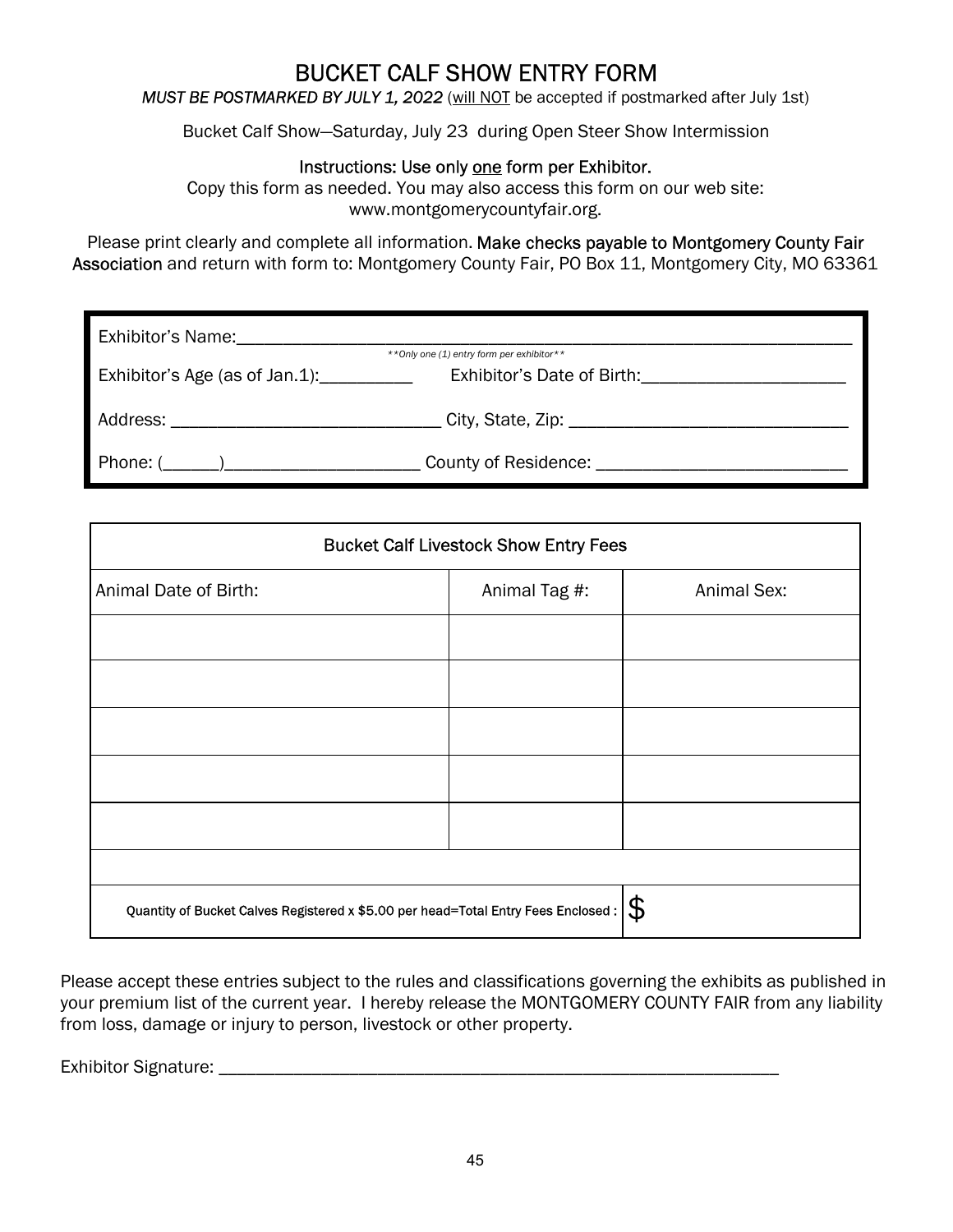# BUCKET CALF SHOW ENTRY FORM

*MUST BE POSTMARKED BY JULY 1, 2022* (will NOT be accepted if postmarked after July 1st)

Bucket Calf Show—Saturday, July 23 during Open Steer Show Intermission

Instructions: Use only one form per Exhibitor.

Copy this form as needed. You may also access this form on our web site: www.montgomerycountyfair.org.

Please print clearly and complete all information. Make checks payable to Montgomery County Fair Association and return with form to: Montgomery County Fair, PO Box 11, Montgomery City, MO 63361

Exhibitor's Name:___________________________________________________________

*\*\*Only one (1) entry form per exhibitor\*\**

Exhibitor's Age (as of Jan.1):__________ Exhibitor's Date of Birth:______________________

Address: _____________________________ City, State, Zip: ______________________________

Phone: (______)_____________________ County of Residence: ___________________________

| Bucket Calf Livestock Show Entry Fees | | |
|---|---|---|
| Animal Date of Birth: | Animal Tag #: | Animal Sex: |
| | | |
| | | |
| | | |
| | | |
| | | |
| | | |
| Quantity of Bucket Calves Registered x $5.00 per head=Total Entry Fees Enclosed : | | $ |

Please accept these entries subject to the rules and classifications governing the exhibits as published in your premium list of the current year. I hereby release the MONTGOMERY COUNTY FAIR from any liability from loss, damage or injury to person, livestock or other property.

Exhibitor Signature: ______________________________________________________________